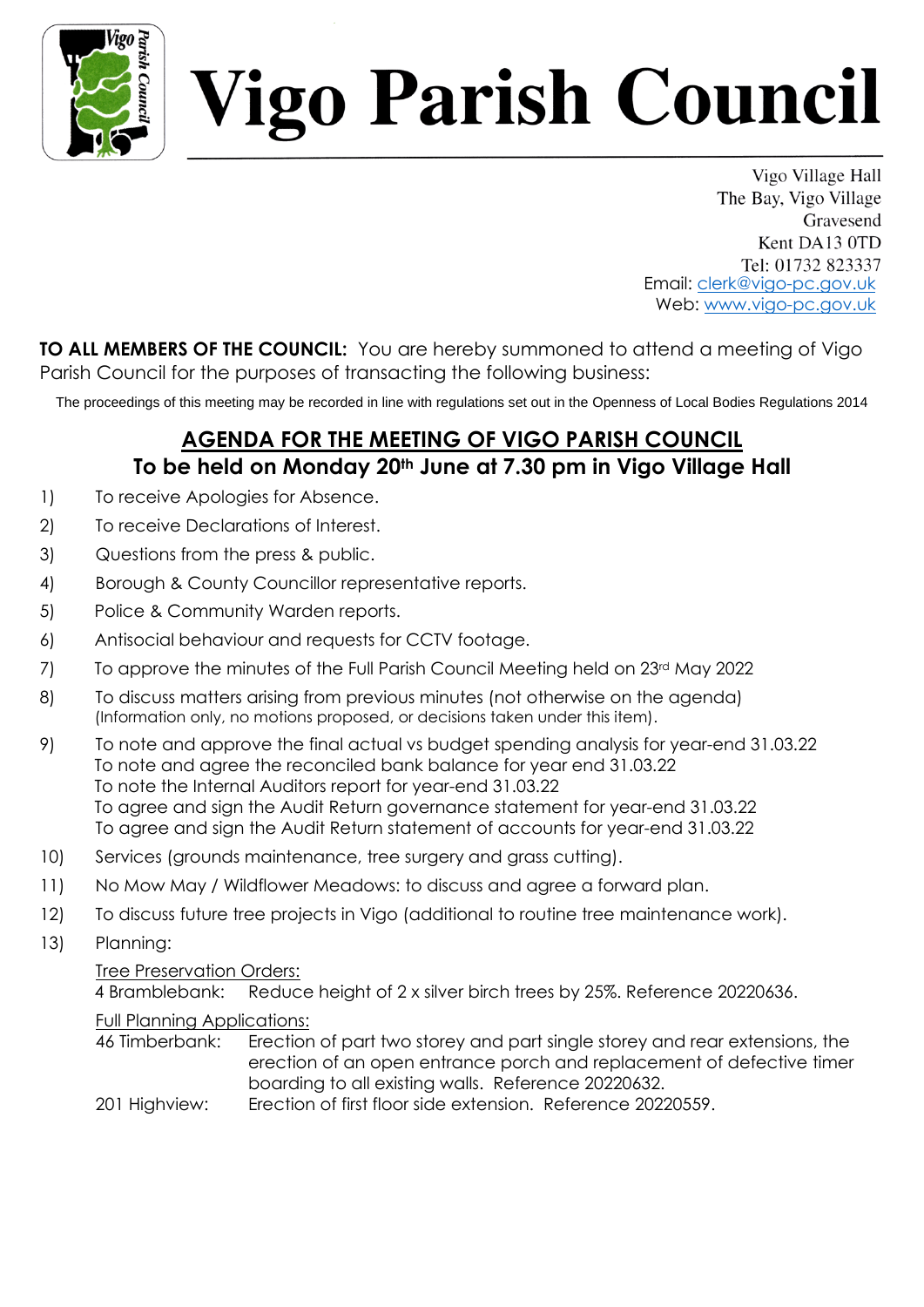# Vigo Parish Council

Vigo Village Hall
The Bay, Vigo Village
Gravesend
Kent DA13 0TD
Tel: 01732 823337
Email: clerk@vigo-pc.gov.uk
Web: www.vigo-pc.gov.uk

**TO ALL MEMBERS OF THE COUNCIL:** You are hereby summoned to attend a meeting of Vigo Parish Council for the purposes of transacting the following business:

The proceedings of this meeting may be recorded in line with regulations set out in the Openness of Local Bodies Regulations 2014

## AGENDA FOR THE MEETING OF VIGO PARISH COUNCIL

### To be held on Monday 20th June at 7.30 pm in Vigo Village Hall

1) To receive Apologies for Absence.
2) To receive Declarations of Interest.
3) Questions from the press & public.
4) Borough & County Councillor representative reports.
5) Police & Community Warden reports.
6) Antisocial behaviour and requests for CCTV footage.
7) To approve the minutes of the Full Parish Council Meeting held on 23rd May 2022
8) To discuss matters arising from previous minutes (not otherwise on the agenda) (Information only, no motions proposed, or decisions taken under this item).
9) To note and approve the final actual vs budget spending analysis for year-end 31.03.22
   To note and agree the reconciled bank balance for year end 31.03.22
   To note the Internal Auditors report for year-end 31.03.22
   To agree and sign the Audit Return governance statement for year-end 31.03.22
   To agree and sign the Audit Return statement of accounts for year-end 31.03.22
10) Services (grounds maintenance, tree surgery and grass cutting).
11) No Mow May / Wildflower Meadows: to discuss and agree a forward plan.
12) To discuss future tree projects in Vigo (additional to routine tree maintenance work).
13) Planning:

    Tree Preservation Orders:

    4 Bramblebank: Reduce height of 2 x silver birch trees by 25%. Reference 20220636.

    Full Planning Applications:

    46 Timberbank: Erection of part two storey and part single storey and rear extensions, the erection of an open entrance porch and replacement of defective timer boarding to all existing walls. Reference 20220632.

    201 Highview: Erection of first floor side extension. Reference 20220559.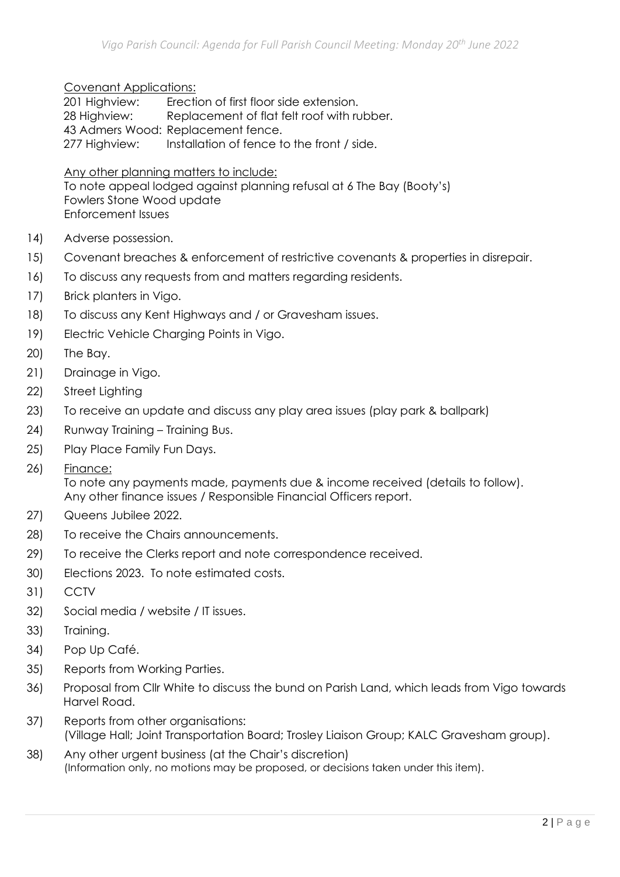Covenant Applications:

201 Highview: Erection of first floor side extension.
28 Highview: Replacement of flat felt roof with rubber.
43 Admers Wood: Replacement fence.
277 Highview: Installation of fence to the front / side.

Any other planning matters to include:

To note appeal lodged against planning refusal at 6 The Bay (Booty's)
Fowlers Stone Wood update
Enforcement Issues

14) Adverse possession.
15) Covenant breaches & enforcement of restrictive covenants & properties in disrepair.
16) To discuss any requests from and matters regarding residents.
17) Brick planters in Vigo.
18) To discuss any Kent Highways and / or Gravesham issues.
19) Electric Vehicle Charging Points in Vigo.
20) The Bay.
21) Drainage in Vigo.
22) Street Lighting
23) To receive an update and discuss any play area issues (play park & ballpark)
24) Runway Training – Training Bus.
25) Play Place Family Fun Days.
26) Finance:
    To note any payments made, payments due & income received (details to follow).
    Any other finance issues / Responsible Financial Officers report.
27) Queens Jubilee 2022.
28) To receive the Chairs announcements.
29) To receive the Clerks report and note correspondence received.
30) Elections 2023. To note estimated costs.
31) CCTV
32) Social media / website / IT issues.
33) Training.
34) Pop Up Café.
35) Reports from Working Parties.
36) Proposal from Cllr White to discuss the bund on Parish Land, which leads from Vigo towards Harvel Road.
37) Reports from other organisations:
    (Village Hall; Joint Transportation Board; Trosley Liaison Group; KALC Gravesham group).
38) Any other urgent business (at the Chair's discretion)
    (Information only, no motions may be proposed, or decisions taken under this item).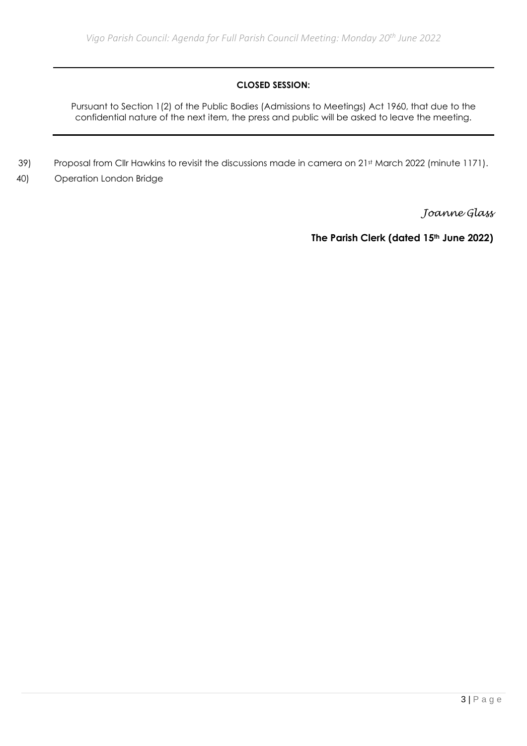**CLOSED SESSION:**

Pursuant to Section 1(2) of the Public Bodies (Admissions to Meetings) Act 1960, that due to the confidential nature of the next item, the press and public will be asked to leave the meeting.

39) Proposal from Cllr Hawkins to revisit the discussions made in camera on 21st March 2022 (minute 1171).

40) Operation London Bridge

*Joanne Glass*

**The Parish Clerk (dated 15th June 2022)**